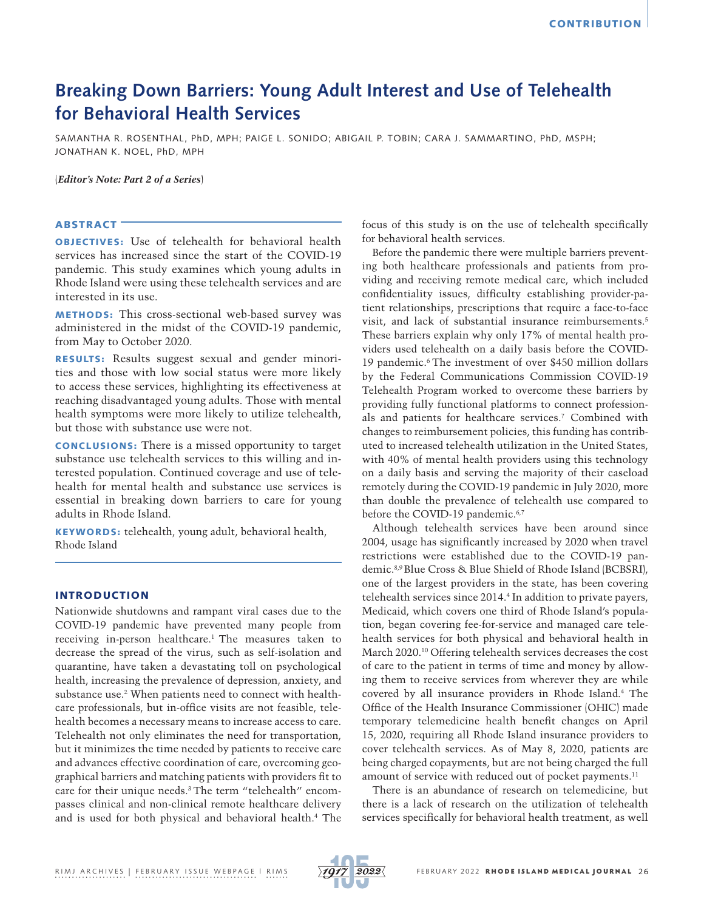# Breaking Down Barriers: Young Adult Interest and Use of Telehealth for Behavioral Health Services

SAMANTHA R. ROSENTHAL, PhD, MPH; PAIGE L. SONIDO; ABIGAIL P. TOBIN; CARA J. SAMMARTINO, PhD, MSPH; JONATHAN K. NOEL, PhD, MPH

(*Editor's Note: Part 2 of a Series*)

## ABSTRACT

**OBJECTIVES:** Use of telehealth for behavioral health services has increased since the start of the COVID-19 pandemic. This study examines which young adults in Rhode Island were using these telehealth services and are interested in its use.

**METHODS:** This cross-sectional web-based survey was administered in the midst of the COVID-19 pandemic, from May to October 2020.

**RESULTS:** Results suggest sexual and gender minorities and those with low social status were more likely to access these services, highlighting its effectiveness at reaching disadvantaged young adults. Those with mental health symptoms were more likely to utilize telehealth, but those with substance use were not.

**CONCLUSIONS:** There is a missed opportunity to target substance use telehealth services to this willing and interested population. Continued coverage and use of telehealth for mental health and substance use services is essential in breaking down barriers to care for young adults in Rhode Island.

**KEYWORDS:** telehealth, young adult, behavioral health, Rhode Island

## INTRODUCTION

Nationwide shutdowns and rampant viral cases due to the COVID-19 pandemic have prevented many people from receiving in-person healthcare.[1] The measures taken to decrease the spread of the virus, such as self-isolation and quarantine, have taken a devastating toll on psychological health, increasing the prevalence of depression, anxiety, and substance use.[2] When patients need to connect with healthcare professionals, but in-office visits are not feasible, telehealth becomes a necessary means to increase access to care. Telehealth not only eliminates the need for transportation, but it minimizes the time needed by patients to receive care and advances effective coordination of care, overcoming geographical barriers and matching patients with providers fit to care for their unique needs.[3] The term "telehealth" encompasses clinical and non-clinical remote healthcare delivery and is used for both physical and behavioral health.[4] The focus of this study is on the use of telehealth specifically for behavioral health services.

Before the pandemic there were multiple barriers preventing both healthcare professionals and patients from providing and receiving remote medical care, which included confidentiality issues, difficulty establishing provider-patient relationships, prescriptions that require a face-to-face visit, and lack of substantial insurance reimbursements.[5] These barriers explain why only 17% of mental health providers used telehealth on a daily basis before the COVID-19 pandemic.[6] The investment of over $450 million dollars by the Federal Communications Commission COVID-19 Telehealth Program worked to overcome these barriers by providing fully functional platforms to connect professionals and patients for healthcare services.[7] Combined with changes to reimbursement policies, this funding has contributed to increased telehealth utilization in the United States, with 40% of mental health providers using this technology on a daily basis and serving the majority of their caseload remotely during the COVID-19 pandemic in July 2020, more than double the prevalence of telehealth use compared to before the COVID-19 pandemic.[6,7]

Although telehealth services have been around since 2004, usage has significantly increased by 2020 when travel restrictions were established due to the COVID-19 pandemic.[8,9] Blue Cross & Blue Shield of Rhode Island (BCBSRI), one of the largest providers in the state, has been covering telehealth services since 2014.[4] In addition to private payers, Medicaid, which covers one third of Rhode Island's population, began covering fee-for-service and managed care telehealth services for both physical and behavioral health in March 2020.[10] Offering telehealth services decreases the cost of care to the patient in terms of time and money by allowing them to receive services from wherever they are while covered by all insurance providers in Rhode Island.[4] The Office of the Health Insurance Commissioner (OHIC) made temporary telemedicine health benefit changes on April 15, 2020, requiring all Rhode Island insurance providers to cover telehealth services. As of May 8, 2020, patients are being charged copayments, but are not being charged the full amount of service with reduced out of pocket payments.[11]

There is an abundance of research on telemedicine, but there is a lack of research on the utilization of telehealth services specifically for behavioral health treatment, as well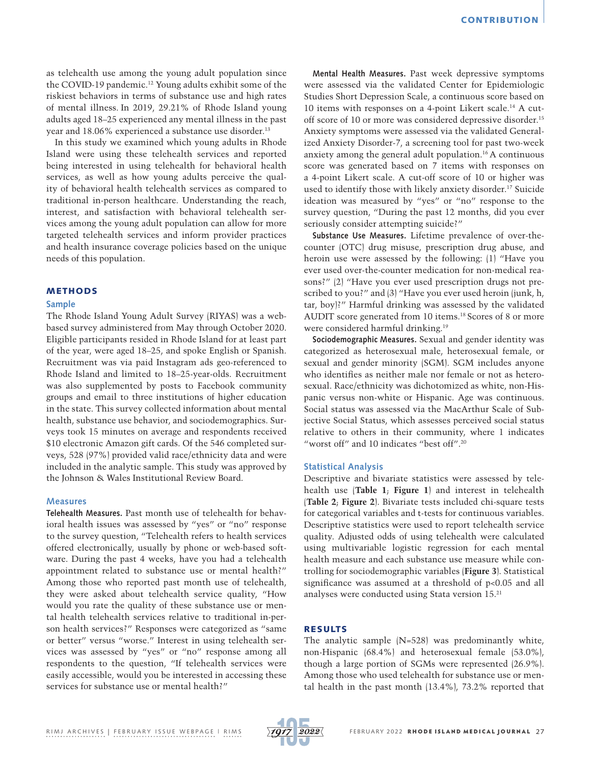as telehealth use among the young adult population since the COVID-19 pandemic.[12] Young adults exhibit some of the riskiest behaviors in terms of substance use and high rates of mental illness. In 2019, 29.21% of Rhode Island young adults aged 18–25 experienced any mental illness in the past year and 18.06% experienced a substance use disorder.[13]

In this study we examined which young adults in Rhode Island were using these telehealth services and reported being interested in using telehealth for behavioral health services, as well as how young adults perceive the quality of behavioral health telehealth services as compared to traditional in-person healthcare. Understanding the reach, interest, and satisfaction with behavioral telehealth services among the young adult population can allow for more targeted telehealth services and inform provider practices and health insurance coverage policies based on the unique needs of this population.

## METHODS

### Sample

The Rhode Island Young Adult Survey (RIYAS) was a web-based survey administered from May through October 2020. Eligible participants resided in Rhode Island for at least part of the year, were aged 18–25, and spoke English or Spanish. Recruitment was via paid Instagram ads geo-referenced to Rhode Island and limited to 18–25-year-olds. Recruitment was also supplemented by posts to Facebook community groups and email to three institutions of higher education in the state. This survey collected information about mental health, substance use behavior, and sociodemographics. Surveys took 15 minutes on average and respondents received $10 electronic Amazon gift cards. Of the 546 completed surveys, 528 (97%) provided valid race/ethnicity data and were included in the analytic sample. This study was approved by the Johnson & Wales Institutional Review Board.

### Measures

**Telehealth Measures.** Past month use of telehealth for behavioral health issues was assessed by "yes" or "no" response to the survey question, "Telehealth refers to health services offered electronically, usually by phone or web-based software. During the past 4 weeks, have you had a telehealth appointment related to substance use or mental health?" Among those who reported past month use of telehealth, they were asked about telehealth service quality, "How would you rate the quality of these substance use or mental health telehealth services relative to traditional in-person health services?" Responses were categorized as "same or better" versus "worse." Interest in using telehealth services was assessed by "yes" or "no" response among all respondents to the question, "If telehealth services were easily accessible, would you be interested in accessing these services for substance use or mental health?"

**Mental Health Measures.** Past week depressive symptoms were assessed via the validated Center for Epidemiologic Studies Short Depression Scale, a continuous score based on 10 items with responses on a 4-point Likert scale.[14] A cutoff score of 10 or more was considered depressive disorder.[15] Anxiety symptoms were assessed via the validated Generalized Anxiety Disorder-7, a screening tool for past two-week anxiety among the general adult population.[16] A continuous score was generated based on 7 items with responses on a 4-point Likert scale. A cut-off score of 10 or higher was used to identify those with likely anxiety disorder.[17] Suicide ideation was measured by "yes" or "no" response to the survey question, "During the past 12 months, did you ever seriously consider attempting suicide?"

**Substance Use Measures.** Lifetime prevalence of over-the-counter (OTC) drug misuse, prescription drug abuse, and heroin use were assessed by the following: (1) "Have you ever used over-the-counter medication for non-medical reasons?" (2) "Have you ever used prescription drugs not prescribed to you?" and (3) "Have you ever used heroin (junk, h, tar, boy)?" Harmful drinking was assessed by the validated AUDIT score generated from 10 items.[18] Scores of 8 or more were considered harmful drinking.[19]

**Sociodemographic Measures.** Sexual and gender identity was categorized as heterosexual male, heterosexual female, or sexual and gender minority (SGM). SGM includes anyone who identifies as neither male nor female or not as heterosexual. Race/ethnicity was dichotomized as white, non-Hispanic versus non-white or Hispanic. Age was continuous. Social status was assessed via the MacArthur Scale of Subjective Social Status, which assesses perceived social status relative to others in their community, where 1 indicates "worst off" and 10 indicates "best off".[20]

### Statistical Analysis

Descriptive and bivariate statistics were assessed by telehealth use (**Table 1**; **Figure 1**) and interest in telehealth (**Table 2**; **Figure 2**). Bivariate tests included chi-square tests for categorical variables and t-tests for continuous variables. Descriptive statistics were used to report telehealth service quality. Adjusted odds of using telehealth were calculated using multivariable logistic regression for each mental health measure and each substance use measure while controlling for sociodemographic variables (**Figure 3**). Statistical significance was assumed at a threshold of $p<0.05$ and all analyses were conducted using Stata version 15.[21]

## RESULTS

The analytic sample (N=528) was predominantly white, non-Hispanic (68.4%) and heterosexual female (53.0%), though a large portion of SGMs were represented (26.9%). Among those who used telehealth for substance use or mental health in the past month (13.4%), 73.2% reported that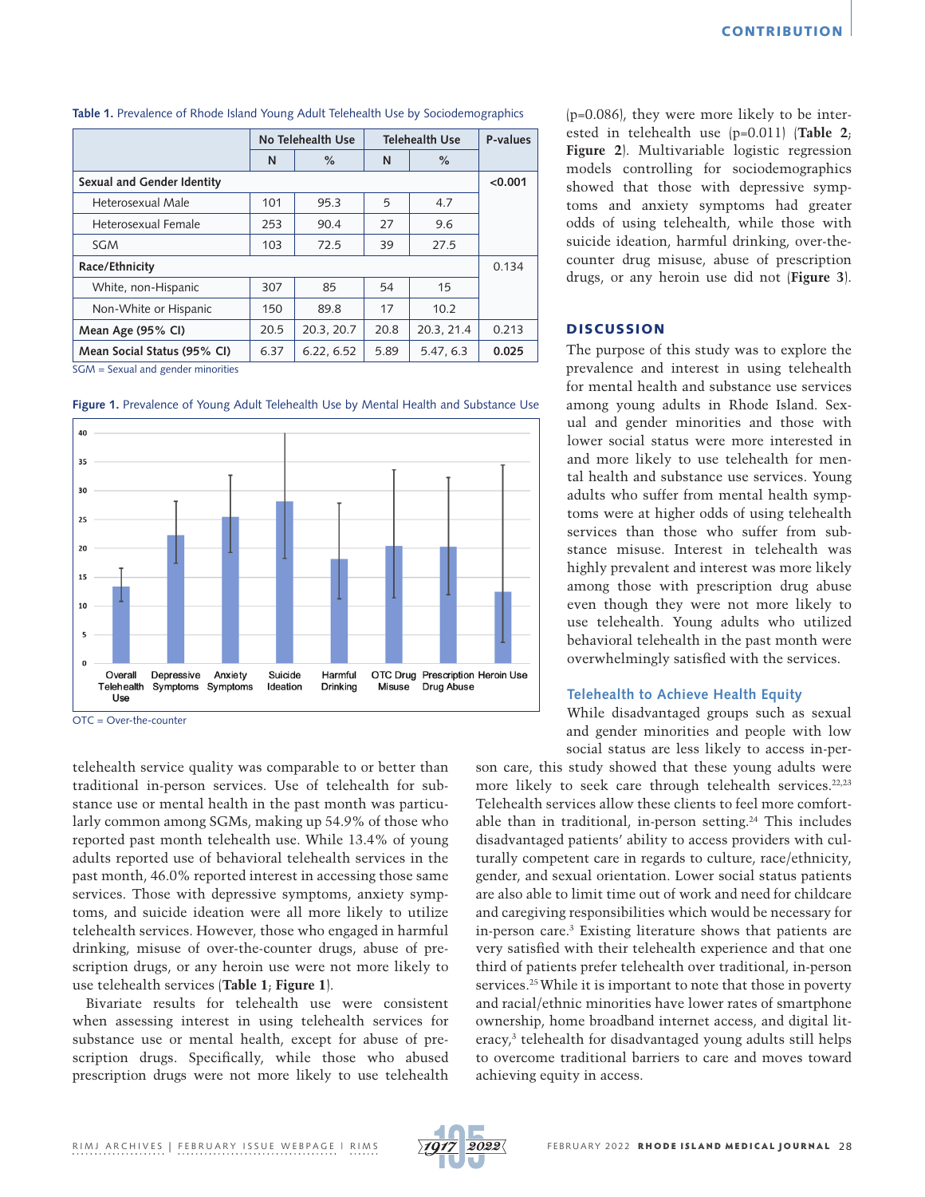**Table 1.** Prevalence of Rhode Island Young Adult Telehealth Use by Sociodemographics

| | No Telehealth Use | | Telehealth Use | | P-values |
|---|---|---|---|---|---|
| | N | % | N | % | |
| **Sexual and Gender Identity** | | | | | **<0.001** |
| Heterosexual Male | 101 | 95.3 | 5 | 4.7 | |
| Heterosexual Female | 253 | 90.4 | 27 | 9.6 | |
| SGM | 103 | 72.5 | 39 | 27.5 | |
| **Race/Ethnicity** | | | | | 0.134 |
| White, non-Hispanic | 307 | 85 | 54 | 15 | |
| Non-White or Hispanic | 150 | 89.8 | 17 | 10.2 | |
| **Mean Age (95% CI)** | 20.5 | 20.3, 20.7 | 20.8 | 20.3, 21.4 | 0.213 |
| **Mean Social Status (95% CI)** | 6.37 | 6.22, 6.52 | 5.89 | 5.47, 6.3 | **0.025** |

SGM = Sexual and gender minorities

**Figure 1.** Prevalence of Young Adult Telehealth Use by Mental Health and Substance Use

OTC = Over-the-counter

telehealth service quality was comparable to or better than traditional in-person services. Use of telehealth for substance use or mental health in the past month was particularly common among SGMs, making up 54.9% of those who reported past month telehealth use. While 13.4% of young adults reported use of behavioral telehealth services in the past month, 46.0% reported interest in accessing those same services. Those with depressive symptoms, anxiety symptoms, and suicide ideation were all more likely to utilize telehealth services. However, those who engaged in harmful drinking, misuse of over-the-counter drugs, abuse of prescription drugs, or any heroin use were not more likely to use telehealth services (**Table 1**; **Figure 1**).

Bivariate results for telehealth use were consistent when assessing interest in using telehealth services for substance use or mental health, except for abuse of prescription drugs. Specifically, while those who abused prescription drugs were not more likely to use telehealth (p=0.086), they were more likely to be interested in telehealth use (p=0.011) (**Table 2**; **Figure 2**). Multivariable logistic regression models controlling for sociodemographics showed that those with depressive symptoms and anxiety symptoms had greater odds of using telehealth, while those with suicide ideation, harmful drinking, over-the-counter drug misuse, abuse of prescription drugs, or any heroin use did not (**Figure 3**).

## DISCUSSION

The purpose of this study was to explore the prevalence and interest in using telehealth for mental health and substance use services among young adults in Rhode Island. Sexual and gender minorities and those with lower social status were more interested in and more likely to use telehealth for mental health and substance use services. Young adults who suffer from mental health symptoms were at higher odds of using telehealth services than those who suffer from substance misuse. Interest in telehealth was highly prevalent and interest was more likely among those with prescription drug abuse even though they were not more likely to use telehealth. Young adults who utilized behavioral telehealth in the past month were overwhelmingly satisfied with the services.

### Telehealth to Achieve Health Equity

While disadvantaged groups such as sexual and gender minorities and people with low social status are less likely to access in-person care, this study showed that these young adults were more likely to seek care through telehealth services.[22,23] Telehealth services allow these clients to feel more comfortable than in traditional, in-person setting.[24] This includes disadvantaged patients' ability to access providers with culturally competent care in regards to culture, race/ethnicity, gender, and sexual orientation. Lower social status patients are also able to limit time out of work and need for childcare and caregiving responsibilities which would be necessary for in-person care.[3] Existing literature shows that patients are very satisfied with their telehealth experience and that one third of patients prefer telehealth over traditional, in-person services.[25] While it is important to note that those in poverty and racial/ethnic minorities have lower rates of smartphone ownership, home broadband internet access, and digital literacy,[3] telehealth for disadvantaged young adults still helps to overcome traditional barriers to care and moves toward achieving equity in access.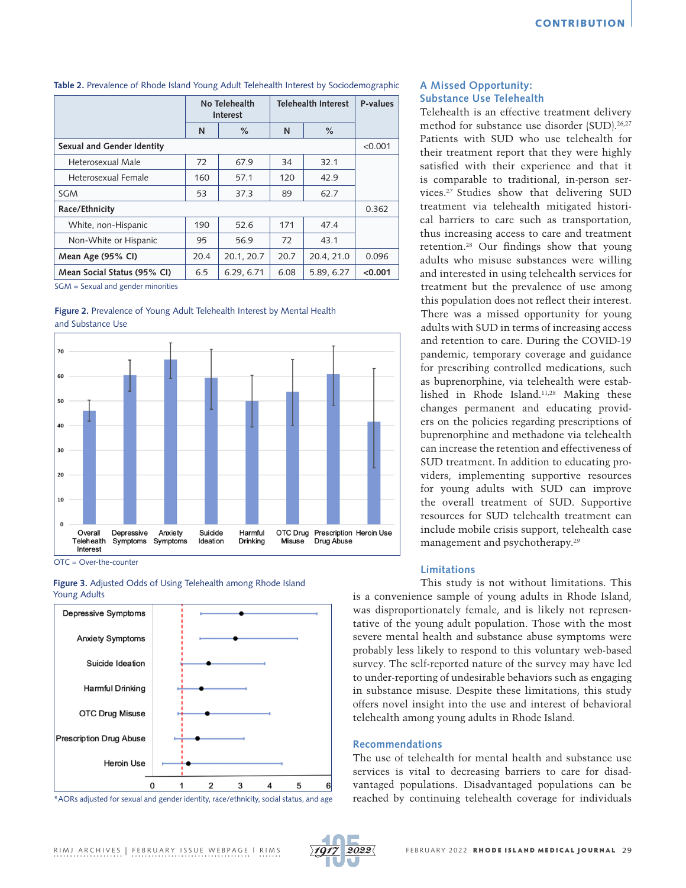**Table 2.** Prevalence of Rhode Island Young Adult Telehealth Interest by Sociodemographic

| | No Telehealth Interest | | Telehealth Interest | | P-values |
|---|---|---|---|---|---|
| | N | % | N | % | |
| **Sexual and Gender Identity** | | | | | <0.001 |
| Heterosexual Male | 72 | 67.9 | 34 | 32.1 | |
| Heterosexual Female | 160 | 57.1 | 120 | 42.9 | |
| SGM | 53 | 37.3 | 89 | 62.7 | |
| **Race/Ethnicity** | | | | | 0.362 |
| White, non-Hispanic | 190 | 52.6 | 171 | 47.4 | |
| Non-White or Hispanic | 95 | 56.9 | 72 | 43.1 | |
| **Mean Age (95% CI)** | 20.4 | 20.1, 20.7 | 20.7 | 20.4, 21.0 | 0.096 |
| **Mean Social Status (95% CI)** | 6.5 | 6.29, 6.71 | 6.08 | 5.89, 6.27 | **<0.001** |

SGM = Sexual and gender minorities

**Figure 2.** Prevalence of Young Adult Telehealth Interest by Mental Health and Substance Use

OTC = Over-the-counter

**Figure 3.** Adjusted Odds of Using Telehealth among Rhode Island Young Adults

*AORs adjusted for sexual and gender identity, race/ethnicity, social status, and age

## A Missed Opportunity: Substance Use Telehealth

Telehealth is an effective treatment delivery method for substance use disorder (SUD).[26,27] Patients with SUD who use telehealth for their treatment report that they were highly satisfied with their experience and that it is comparable to traditional, in-person services.[27] Studies show that delivering SUD treatment via telehealth mitigated historical barriers to care such as transportation, thus increasing access to care and treatment retention.[28] Our findings show that young adults who misuse substances were willing and interested in using telehealth services for treatment but the prevalence of use among this population does not reflect their interest. There was a missed opportunity for young adults with SUD in terms of increasing access and retention to care. During the COVID-19 pandemic, temporary coverage and guidance for prescribing controlled medications, such as buprenorphine, via telehealth were established in Rhode Island.[11,28] Making these changes permanent and educating providers on the policies regarding prescriptions of buprenorphine and methadone via telehealth can increase the retention and effectiveness of SUD treatment. In addition to educating providers, implementing supportive resources for young adults with SUD can improve the overall treatment of SUD. Supportive resources for SUD telehealth treatment can include mobile crisis support, telehealth case management and psychotherapy.[29]

## Limitations

This study is not without limitations. This is a convenience sample of young adults in Rhode Island, was disproportionately female, and is likely not representative of the young adult population. Those with the most severe mental health and substance abuse symptoms were probably less likely to respond to this voluntary web-based survey. The self-reported nature of the survey may have led to under-reporting of undesirable behaviors such as engaging in substance misuse. Despite these limitations, this study offers novel insight into the use and interest of behavioral telehealth among young adults in Rhode Island.

## Recommendations

The use of telehealth for mental health and substance use services is vital to decreasing barriers to care for disadvantaged populations. Disadvantaged populations can be reached by continuing telehealth coverage for individuals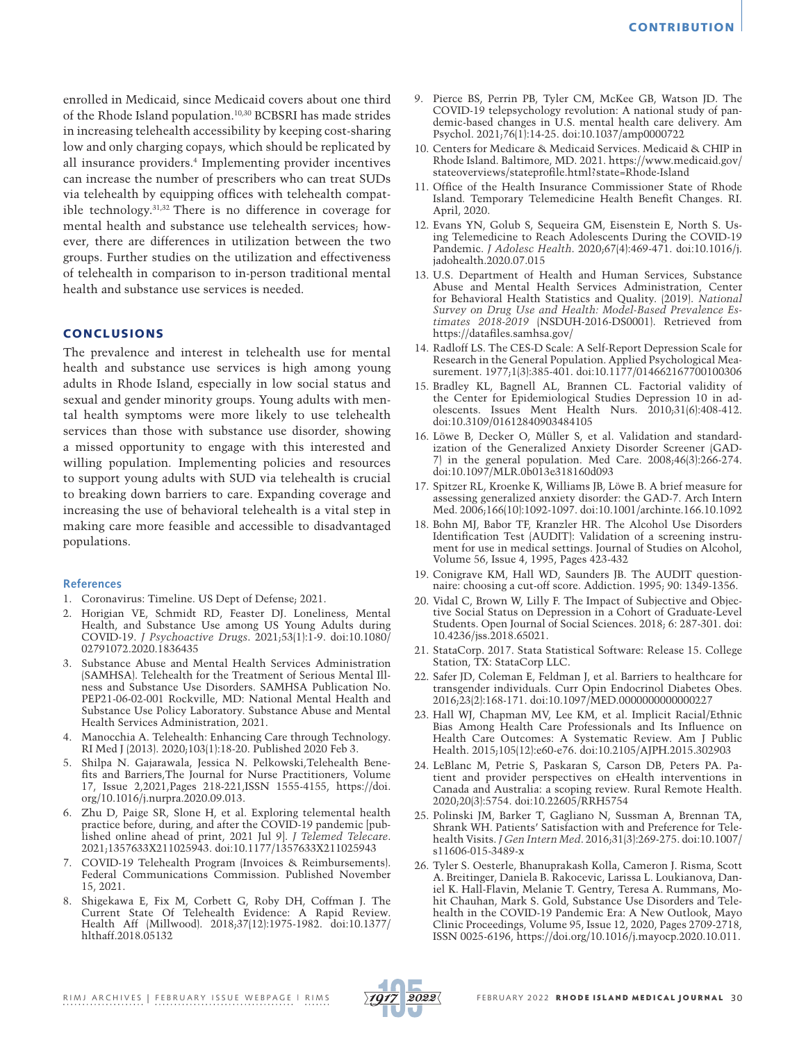enrolled in Medicaid, since Medicaid covers about one third of the Rhode Island population.[10,30] BCBSRI has made strides in increasing telehealth accessibility by keeping cost-sharing low and only charging copays, which should be replicated by all insurance providers.[4] Implementing provider incentives can increase the number of prescribers who can treat SUDs via telehealth by equipping offices with telehealth compatible technology.[31,32] There is no difference in coverage for mental health and substance use telehealth services; however, there are differences in utilization between the two groups. Further studies on the utilization and effectiveness of telehealth in comparison to in-person traditional mental health and substance use services is needed.

## CONCLUSIONS

The prevalence and interest in telehealth use for mental health and substance use services is high among young adults in Rhode Island, especially in low social status and sexual and gender minority groups. Young adults with mental health symptoms were more likely to use telehealth services than those with substance use disorder, showing a missed opportunity to engage with this interested and willing population. Implementing policies and resources to support young adults with SUD via telehealth is crucial to breaking down barriers to care. Expanding coverage and increasing the use of behavioral telehealth is a vital step in making care more feasible and accessible to disadvantaged populations.

### References

1. Coronavirus: Timeline. US Dept of Defense; 2021.
2. Horigian VE, Schmidt RD, Feaster DJ. Loneliness, Mental Health, and Substance Use among US Young Adults during COVID-19. *J Psychoactive Drugs*. 2021;53(1):1-9. doi:10.1080/02791072.2020.1836435
3. Substance Abuse and Mental Health Services Administration (SAMHSA). Telehealth for the Treatment of Serious Mental Illness and Substance Use Disorders. SAMHSA Publication No. PEP21-06-02-001 Rockville, MD: National Mental Health and Substance Use Policy Laboratory. Substance Abuse and Mental Health Services Administration, 2021.
4. Manocchia A. Telehealth: Enhancing Care through Technology. RI Med J (2013). 2020;103(1):18-20. Published 2020 Feb 3.
5. Shilpa N. Gajarawala, Jessica N. Pelkowski,Telehealth Benefits and Barriers,The Journal for Nurse Practitioners, Volume 17, Issue 2,2021,Pages 218-221,ISSN 1555-4155, https://doi.org/10.1016/j.nurpra.2020.09.013.
6. Zhu D, Paige SR, Slone H, et al. Exploring telemental health practice before, during, and after the COVID-19 pandemic [published online ahead of print, 2021 Jul 9]. *J Telemed Telecare*. 2021;1357633X211025943. doi:10.1177/1357633X211025943
7. COVID-19 Telehealth Program (Invoices & Reimbursements). Federal Communications Commission. Published November 15, 2021.
8. Shigekawa E, Fix M, Corbett G, Roby DH, Coffman J. The Current State Of Telehealth Evidence: A Rapid Review. Health Aff (Millwood). 2018;37(12):1975-1982. doi:10.1377/hlthaff.2018.05132
9. Pierce BS, Perrin PB, Tyler CM, McKee GB, Watson JD. The COVID-19 telepsychology revolution: A national study of pandemic-based changes in U.S. mental health care delivery. Am Psychol. 2021;76(1):14-25. doi:10.1037/amp0000722
10. Centers for Medicare & Medicaid Services. Medicaid & CHIP in Rhode Island. Baltimore, MD. 2021. https://www.medicaid.gov/stateoverviews/stateprofile.html?state=Rhode-Island
11. Office of the Health Insurance Commissioner State of Rhode Island. Temporary Telemedicine Health Benefit Changes. RI. April, 2020.
12. Evans YN, Golub S, Sequeira GM, Eisenstein E, North S. Using Telemedicine to Reach Adolescents During the COVID-19 Pandemic. *J Adolesc Health*. 2020;67(4):469-471. doi:10.1016/j.jadohealth.2020.07.015
13. U.S. Department of Health and Human Services, Substance Abuse and Mental Health Services Administration, Center for Behavioral Health Statistics and Quality. (2019). *National Survey on Drug Use and Health: Model-Based Prevalence Estimates 2018-2019* (NSDUH-2016-DS0001). Retrieved from https://datafiles.samhsa.gov/
14. Radloff LS. The CES-D Scale: A Self-Report Depression Scale for Research in the General Population. Applied Psychological Measurement. 1977;1(3):385-401. doi:10.1177/014662167700100306
15. Bradley KL, Bagnell AL, Brannen CL. Factorial validity of the Center for Epidemiological Studies Depression 10 in adolescents. Issues Ment Health Nurs. 2010;31(6):408-412. doi:10.3109/01612840903484105
16. Löwe B, Decker O, Müller S, et al. Validation and standardization of the Generalized Anxiety Disorder Screener (GAD-7) in the general population. Med Care. 2008;46(3):266-274. doi:10.1097/MLR.0b013e318160d093
17. Spitzer RL, Kroenke K, Williams JB, Löwe B. A brief measure for assessing generalized anxiety disorder: the GAD-7. Arch Intern Med. 2006;166(10):1092-1097. doi:10.1001/archinte.166.10.1092
18. Bohn MJ, Babor TF, Kranzler HR. The Alcohol Use Disorders Identification Test (AUDIT): Validation of a screening instrument for use in medical settings. Journal of Studies on Alcohol, Volume 56, Issue 4, 1995, Pages 423-432
19. Conigrave KM, Hall WD, Saunders JB. The AUDIT questionnaire: choosing a cut-off score. Addiction. 1995; 90: 1349-1356.
20. Vidal C, Brown W, Lilly F. The Impact of Subjective and Objective Social Status on Depression in a Cohort of Graduate-Level Students. Open Journal of Social Sciences. 2018; 6: 287-301. doi: 10.4236/jss.2018.65021.
21. StataCorp. 2017. Stata Statistical Software: Release 15. College Station, TX: StataCorp LLC.
22. Safer JD, Coleman E, Feldman J, et al. Barriers to healthcare for transgender individuals. Curr Opin Endocrinol Diabetes Obes. 2016;23(2):168-171. doi:10.1097/MED.0000000000000227
23. Hall WJ, Chapman MV, Lee KM, et al. Implicit Racial/Ethnic Bias Among Health Care Professionals and Its Influence on Health Care Outcomes: A Systematic Review. Am J Public Health. 2015;105(12):e60-e76. doi:10.2105/AJPH.2015.302903
24. LeBlanc M, Petrie S, Paskaran S, Carson DB, Peters PA. Patient and provider perspectives on eHealth interventions in Canada and Australia: a scoping review. Rural Remote Health. 2020;20(3):5754. doi:10.22605/RRH5754
25. Polinski JM, Barker T, Gagliano N, Sussman A, Brennan TA, Shrank WH. Patients' Satisfaction with and Preference for Telehealth Visits. *J Gen Intern Med*. 2016;31(3):269-275. doi:10.1007/s11606-015-3489-x
26. Tyler S. Oesterle, Bhanuprakash Kolla, Cameron J. Risma, Scott A. Breitinger, Daniela B. Rakocevic, Larissa L. Loukianova, Daniel K. Hall-Flavin, Melanie T. Gentry, Teresa A. Rummans, Mohit Chauhan, Mark S. Gold, Substance Use Disorders and Telehealth in the COVID-19 Pandemic Era: A New Outlook, Mayo Clinic Proceedings, Volume 95, Issue 12, 2020, Pages 2709-2718, ISSN 0025-6196, https://doi.org/10.1016/j.mayocp.2020.10.011.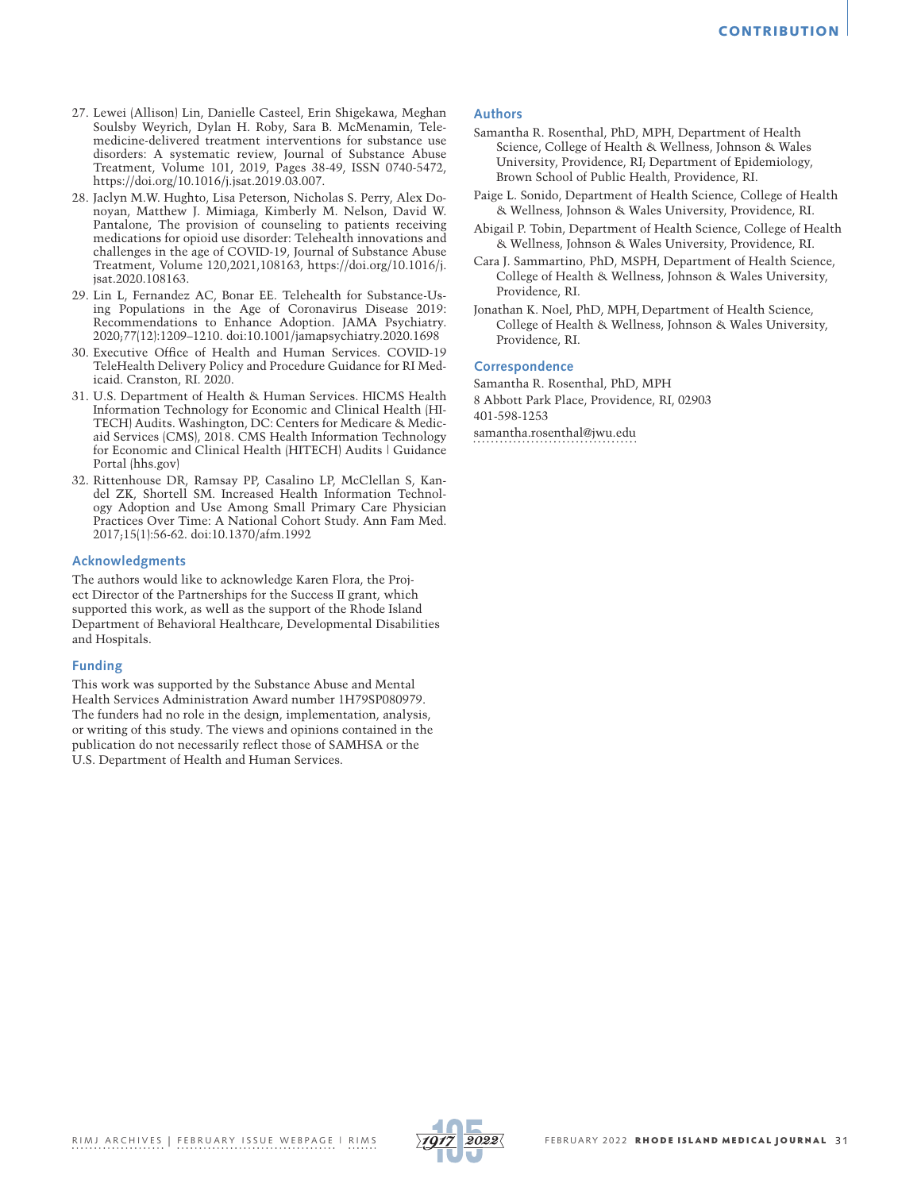27. Lewei (Allison) Lin, Danielle Casteel, Erin Shigekawa, Meghan Soulsby Weyrich, Dylan H. Roby, Sara B. McMenamin, Telemedicine-delivered treatment interventions for substance use disorders: A systematic review, Journal of Substance Abuse Treatment, Volume 101, 2019, Pages 38-49, ISSN 0740-5472, https://doi.org/10.1016/j.jsat.2019.03.007.
28. Jaclyn M.W. Hughto, Lisa Peterson, Nicholas S. Perry, Alex Donoyan, Matthew J. Mimiaga, Kimberly M. Nelson, David W. Pantalone, The provision of counseling to patients receiving medications for opioid use disorder: Telehealth innovations and challenges in the age of COVID-19, Journal of Substance Abuse Treatment, Volume 120,2021,108163, https://doi.org/10.1016/j.jsat.2020.108163.
29. Lin L, Fernandez AC, Bonar EE. Telehealth for Substance-Using Populations in the Age of Coronavirus Disease 2019: Recommendations to Enhance Adoption. JAMA Psychiatry. 2020;77(12):1209–1210. doi:10.1001/jamapsychiatry.2020.1698
30. Executive Office of Health and Human Services. COVID-19 TeleHealth Delivery Policy and Procedure Guidance for RI Medicaid. Cranston, RI. 2020.
31. U.S. Department of Health & Human Services. HICMS Health Information Technology for Economic and Clinical Health (HITECH) Audits. Washington, DC: Centers for Medicare & Medicaid Services (CMS), 2018. CMS Health Information Technology for Economic and Clinical Health (HITECH) Audits | Guidance Portal (hhs.gov)
32. Rittenhouse DR, Ramsay PP, Casalino LP, McClellan S, Kandel ZK, Shortell SM. Increased Health Information Technology Adoption and Use Among Small Primary Care Physician Practices Over Time: A National Cohort Study. Ann Fam Med. 2017;15(1):56-62. doi:10.1370/afm.1992

## Acknowledgments

The authors would like to acknowledge Karen Flora, the Project Director of the Partnerships for the Success II grant, which supported this work, as well as the support of the Rhode Island Department of Behavioral Healthcare, Developmental Disabilities and Hospitals.

## Funding

This work was supported by the Substance Abuse and Mental Health Services Administration Award number 1H79SP080979. The funders had no role in the design, implementation, analysis, or writing of this study. The views and opinions contained in the publication do not necessarily reflect those of SAMHSA or the U.S. Department of Health and Human Services.

## Authors

Samantha R. Rosenthal, PhD, MPH, Department of Health Science, College of Health & Wellness, Johnson & Wales University, Providence, RI; Department of Epidemiology, Brown School of Public Health, Providence, RI.

Paige L. Sonido, Department of Health Science, College of Health & Wellness, Johnson & Wales University, Providence, RI.

Abigail P. Tobin, Department of Health Science, College of Health & Wellness, Johnson & Wales University, Providence, RI.

Cara J. Sammartino, PhD, MSPH, Department of Health Science, College of Health & Wellness, Johnson & Wales University, Providence, RI.

Jonathan K. Noel, PhD, MPH, Department of Health Science, College of Health & Wellness, Johnson & Wales University, Providence, RI.

## Correspondence

Samantha R. Rosenthal, PhD, MPH
8 Abbott Park Place, Providence, RI, 02903
401-598-1253
samantha.rosenthal@jwu.edu